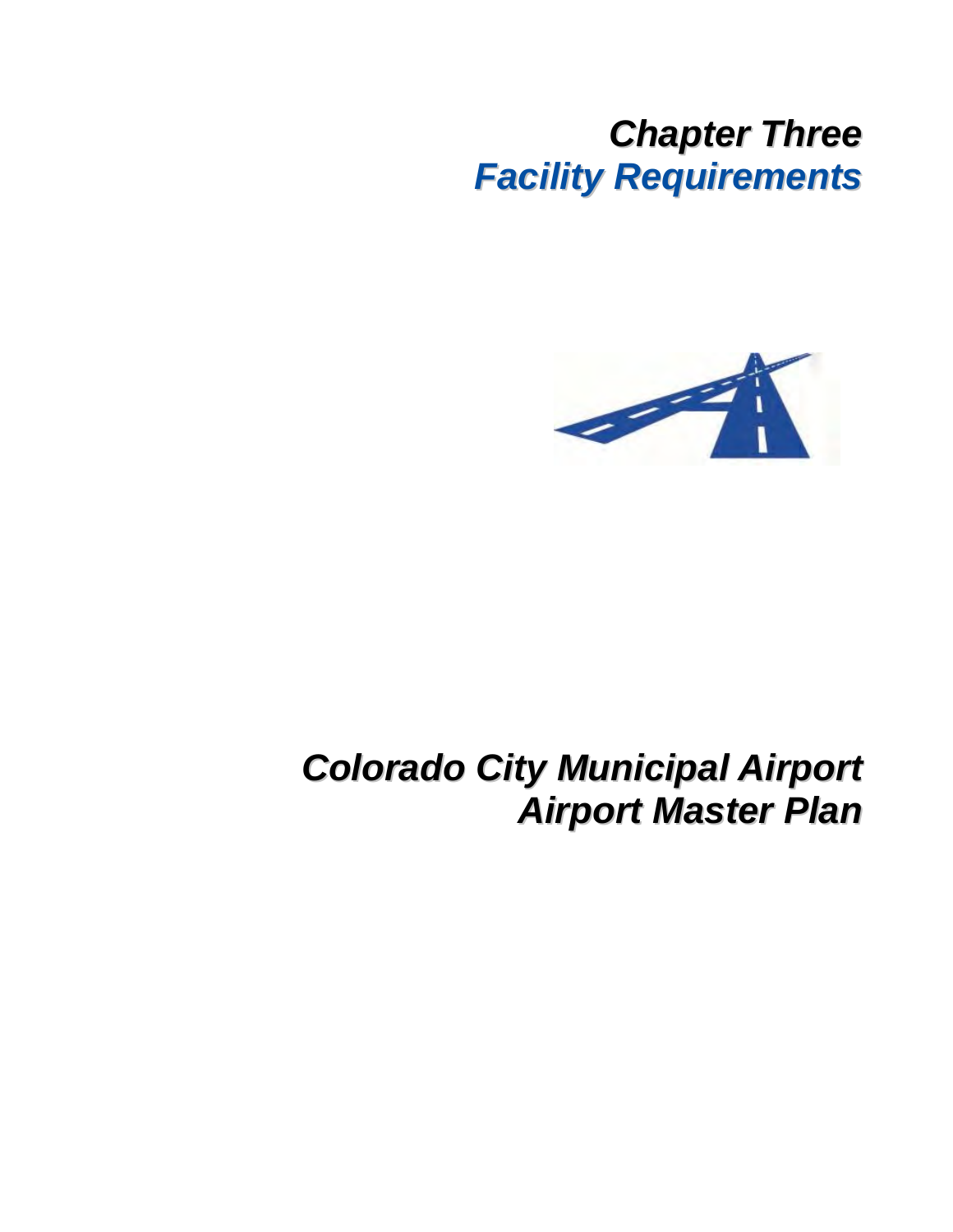# Chapter Three
# Facility Requirements

# Colorado City Municipal Airport
# Airport Master Plan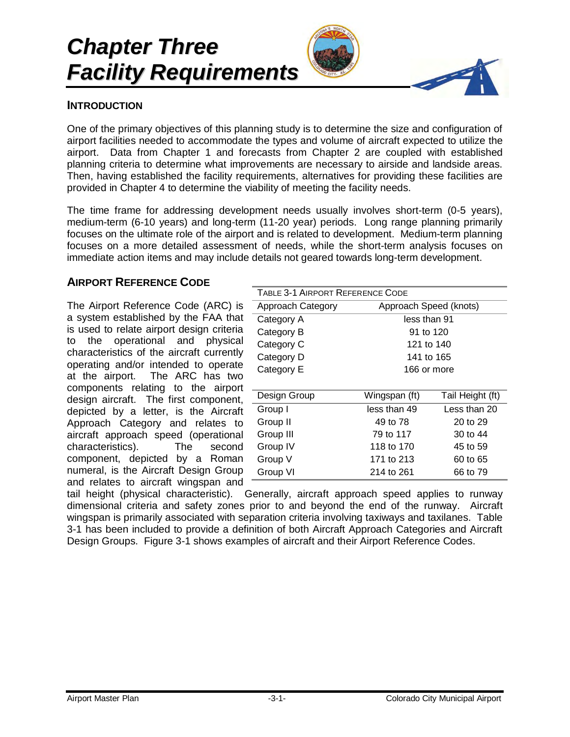# Chapter Three
# Facility Requirements

## INTRODUCTION

One of the primary objectives of this planning study is to determine the size and configuration of airport facilities needed to accommodate the types and volume of aircraft expected to utilize the airport. Data from Chapter 1 and forecasts from Chapter 2 are coupled with established planning criteria to determine what improvements are necessary to airside and landside areas. Then, having established the facility requirements, alternatives for providing these facilities are provided in Chapter 4 to determine the viability of meeting the facility needs.

The time frame for addressing development needs usually involves short-term (0-5 years), medium-term (6-10 years) and long-term (11-20 year) periods. Long range planning primarily focuses on the ultimate role of the airport and is related to development. Medium-term planning focuses on a more detailed assessment of needs, while the short-term analysis focuses on immediate action items and may include details not geared towards long-term development.

## AIRPORT REFERENCE CODE

The Airport Reference Code (ARC) is a system established by the FAA that is used to relate airport design criteria to the operational and physical characteristics of the aircraft currently operating and/or intended to operate at the airport. The ARC has two components relating to the airport design aircraft. The first component, depicted by a letter, is the Aircraft Approach Category and relates to aircraft approach speed (operational characteristics). The second component, depicted by a Roman numeral, is the Aircraft Design Group and relates to aircraft wingspan and tail height (physical characteristic). Generally, aircraft approach speed applies to runway dimensional criteria and safety zones prior to and beyond the end of the runway. Aircraft wingspan is primarily associated with separation criteria involving taxiways and taxilanes. Table 3-1 has been included to provide a definition of both Aircraft Approach Categories and Aircraft Design Groups. Figure 3-1 shows examples of aircraft and their Airport Reference Codes.

TABLE 3-1 AIRPORT REFERENCE CODE

| Approach Category | Approach Speed (knots) | |
|---|---|---|
| Category A | less than 91 | |
| Category B | 91 to 120 | |
| Category C | 121 to 140 | |
| Category D | 141 to 165 | |
| Category E | 166 or more | |
| **Design Group** | **Wingspan (ft)** | **Tail Height (ft)** |
| Group I | less than 49 | Less than 20 |
| Group II | 49 to 78 | 20 to 29 |
| Group III | 79 to 117 | 30 to 44 |
| Group IV | 118 to 170 | 45 to 59 |
| Group V | 171 to 213 | 60 to 65 |
| Group VI | 214 to 261 | 66 to 79 |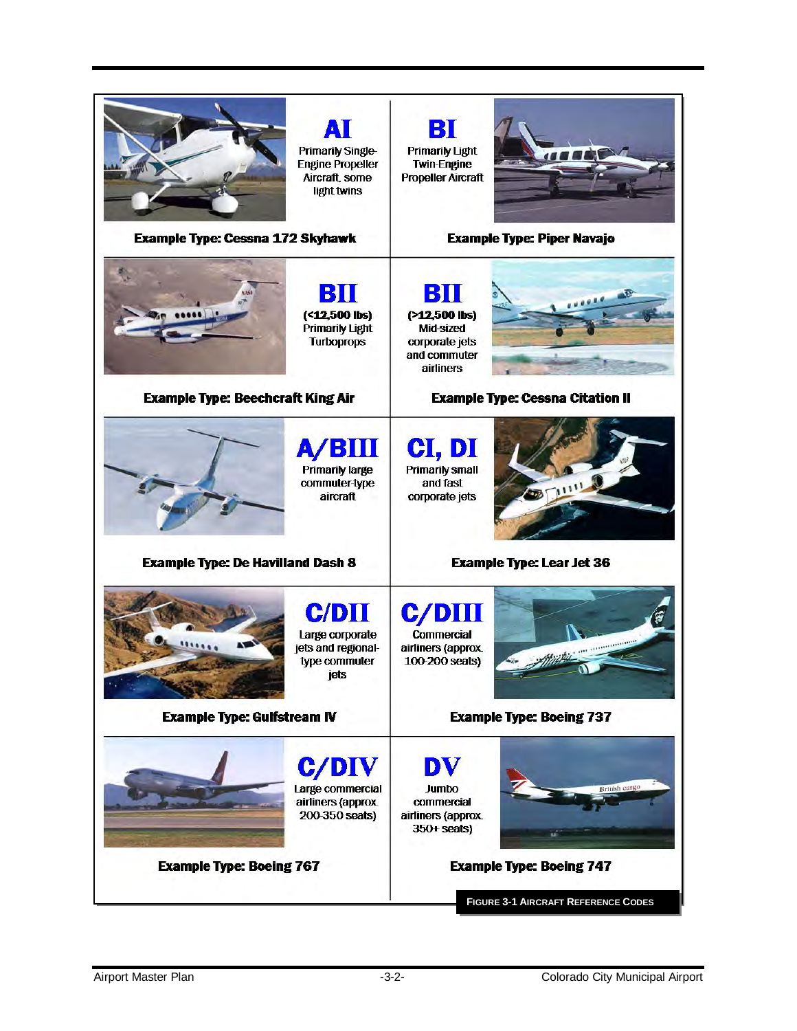**AI**
Primarily Single-Engine Propeller Aircraft, some light twins

**Example Type: Cessna 172 Skyhawk**

**BI**
Primarily Light Twin-Engine Propeller Aircraft

**Example Type: Piper Navajo**

**BII**
**(<12,500 lbs)**
Primarily Light Turboprops

**Example Type: Beechcraft King Air**

**BII**
**(>12,500 lbs)**
Mid-sized corporate jets and commuter airliners

**Example Type: Cessna Citation II**

**A/BIII**
Primarily large commuter-type aircraft

**Example Type: De Havilland Dash 8**

**CI, DI**
Primarily small and fast corporate jets

**Example Type: Lear Jet 36**

**C/DII**
Large corporate jets and regional-type commuter jets

**Example Type: Gulfstream IV**

**C/DIII**
Commercial airliners (approx. 100-200 seats)

**Example Type: Boeing 737**

**C/DIV**
Large commercial airliners (approx. 200-350 seats)

**Example Type: Boeing 767**

**DV**
Jumbo commercial airliners (approx. 350+ seats)

**Example Type: Boeing 747**

FIGURE 3-1 AIRCRAFT REFERENCE CODES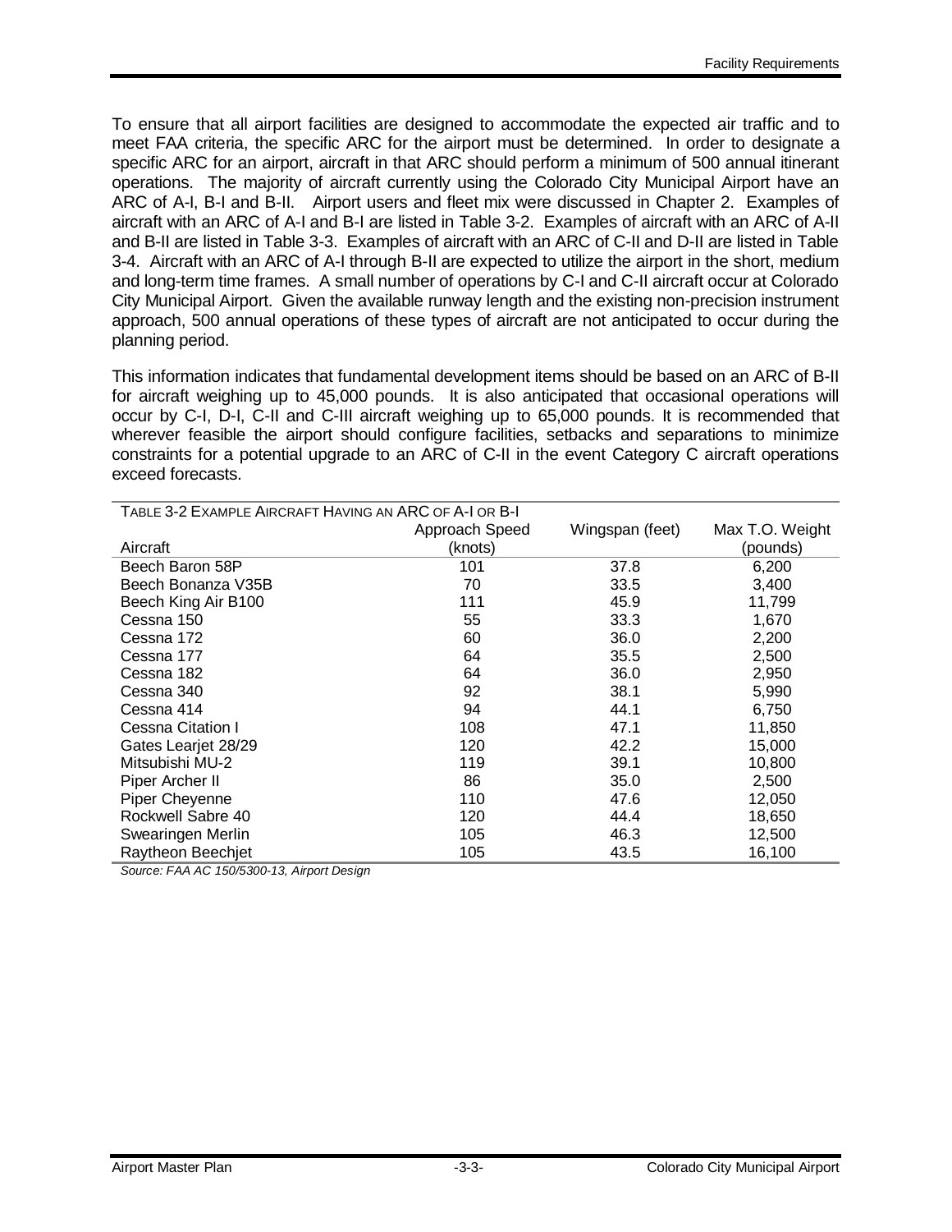To ensure that all airport facilities are designed to accommodate the expected air traffic and to meet FAA criteria, the specific ARC for the airport must be determined. In order to designate a specific ARC for an airport, aircraft in that ARC should perform a minimum of 500 annual itinerant operations. The majority of aircraft currently using the Colorado City Municipal Airport have an ARC of A-I, B-I and B-II. Airport users and fleet mix were discussed in Chapter 2. Examples of aircraft with an ARC of A-I and B-I are listed in Table 3-2. Examples of aircraft with an ARC of A-II and B-II are listed in Table 3-3. Examples of aircraft with an ARC of C-II and D-II are listed in Table 3-4. Aircraft with an ARC of A-I through B-II are expected to utilize the airport in the short, medium and long-term time frames. A small number of operations by C-I and C-II aircraft occur at Colorado City Municipal Airport. Given the available runway length and the existing non-precision instrument approach, 500 annual operations of these types of aircraft are not anticipated to occur during the planning period.

This information indicates that fundamental development items should be based on an ARC of B-II for aircraft weighing up to 45,000 pounds. It is also anticipated that occasional operations will occur by C-I, D-I, C-II and C-III aircraft weighing up to 65,000 pounds. It is recommended that wherever feasible the airport should configure facilities, setbacks and separations to minimize constraints for a potential upgrade to an ARC of C-II in the event Category C aircraft operations exceed forecasts.

TABLE 3-2 EXAMPLE AIRCRAFT HAVING AN ARC OF A-I OR B-I

| Aircraft | Approach Speed (knots) | Wingspan (feet) | Max T.O. Weight (pounds) |
|---|---|---|---|
| Beech Baron 58P | 101 | 37.8 | 6,200 |
| Beech Bonanza V35B | 70 | 33.5 | 3,400 |
| Beech King Air B100 | 111 | 45.9 | 11,799 |
| Cessna 150 | 55 | 33.3 | 1,670 |
| Cessna 172 | 60 | 36.0 | 2,200 |
| Cessna 177 | 64 | 35.5 | 2,500 |
| Cessna 182 | 64 | 36.0 | 2,950 |
| Cessna 340 | 92 | 38.1 | 5,990 |
| Cessna 414 | 94 | 44.1 | 6,750 |
| Cessna Citation I | 108 | 47.1 | 11,850 |
| Gates Learjet 28/29 | 120 | 42.2 | 15,000 |
| Mitsubishi MU-2 | 119 | 39.1 | 10,800 |
| Piper Archer II | 86 | 35.0 | 2,500 |
| Piper Cheyenne | 110 | 47.6 | 12,050 |
| Rockwell Sabre 40 | 120 | 44.4 | 18,650 |
| Swearingen Merlin | 105 | 46.3 | 12,500 |
| Raytheon Beechjet | 105 | 43.5 | 16,100 |

*Source: FAA AC 150/5300-13, Airport Design*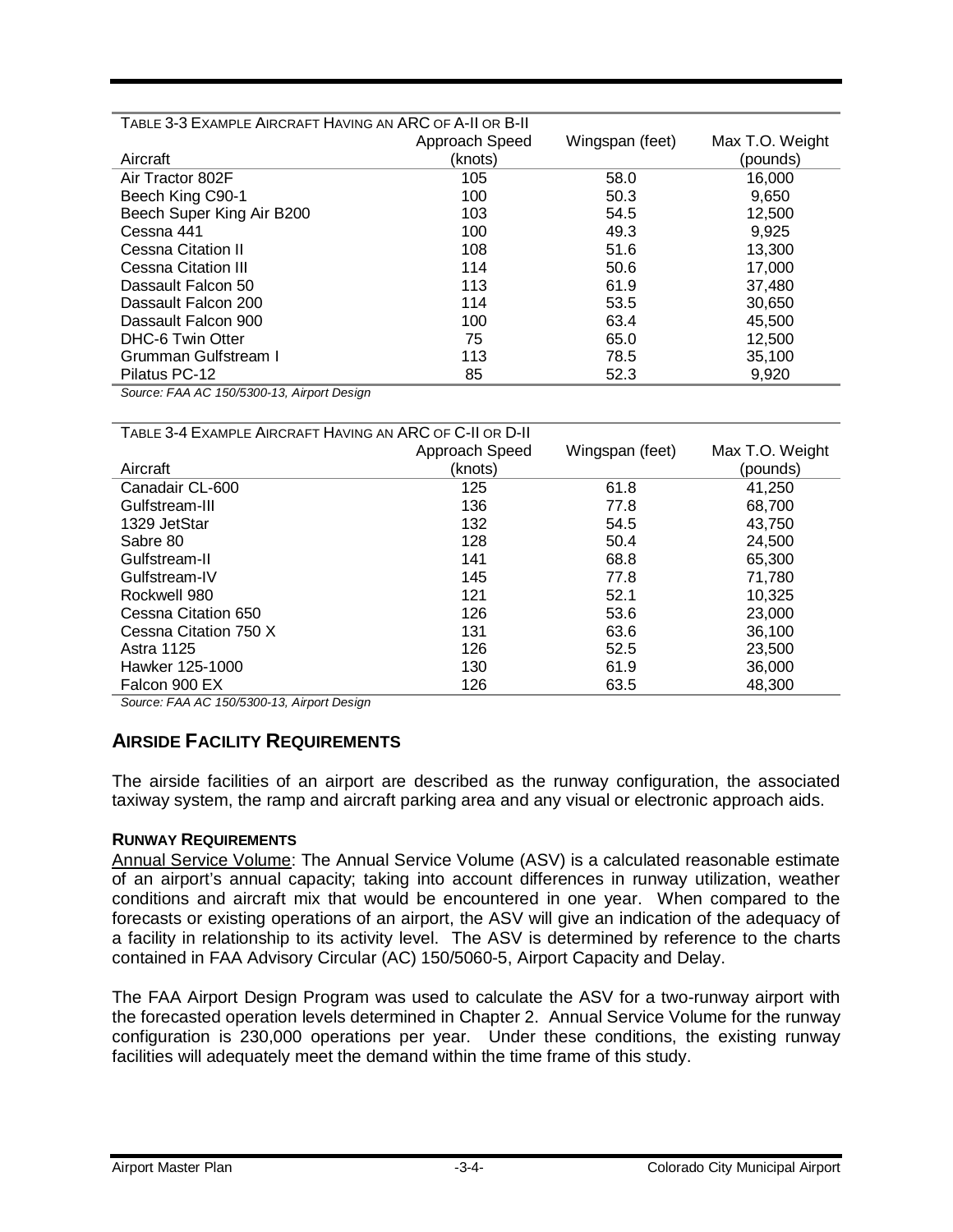Table 3-3 Example Aircraft Having an ARC of A-II or B-II

| Aircraft | Approach Speed (knots) | Wingspan (feet) | Max T.O. Weight (pounds) |
|---|---|---|---|
| Air Tractor 802F | 105 | 58.0 | 16,000 |
| Beech King C90-1 | 100 | 50.3 | 9,650 |
| Beech Super King Air B200 | 103 | 54.5 | 12,500 |
| Cessna 441 | 100 | 49.3 | 9,925 |
| Cessna Citation II | 108 | 51.6 | 13,300 |
| Cessna Citation III | 114 | 50.6 | 17,000 |
| Dassault Falcon 50 | 113 | 61.9 | 37,480 |
| Dassault Falcon 200 | 114 | 53.5 | 30,650 |
| Dassault Falcon 900 | 100 | 63.4 | 45,500 |
| DHC-6 Twin Otter | 75 | 65.0 | 12,500 |
| Grumman Gulfstream I | 113 | 78.5 | 35,100 |
| Pilatus PC-12 | 85 | 52.3 | 9,920 |

*Source: FAA AC 150/5300-13, Airport Design*

Table 3-4 Example Aircraft Having an ARC of C-II or D-II

| Aircraft | Approach Speed (knots) | Wingspan (feet) | Max T.O. Weight (pounds) |
|---|---|---|---|
| Canadair CL-600 | 125 | 61.8 | 41,250 |
| Gulfstream-III | 136 | 77.8 | 68,700 |
| 1329 JetStar | 132 | 54.5 | 43,750 |
| Sabre 80 | 128 | 50.4 | 24,500 |
| Gulfstream-II | 141 | 68.8 | 65,300 |
| Gulfstream-IV | 145 | 77.8 | 71,780 |
| Rockwell 980 | 121 | 52.1 | 10,325 |
| Cessna Citation 650 | 126 | 53.6 | 23,000 |
| Cessna Citation 750 X | 131 | 63.6 | 36,100 |
| Astra 1125 | 126 | 52.5 | 23,500 |
| Hawker 125-1000 | 130 | 61.9 | 36,000 |
| Falcon 900 EX | 126 | 63.5 | 48,300 |

*Source: FAA AC 150/5300-13, Airport Design*

## Airside Facility Requirements

The airside facilities of an airport are described as the runway configuration, the associated taxiway system, the ramp and aircraft parking area and any visual or electronic approach aids.

### Runway Requirements

Annual Service Volume: The Annual Service Volume (ASV) is a calculated reasonable estimate of an airport's annual capacity; taking into account differences in runway utilization, weather conditions and aircraft mix that would be encountered in one year. When compared to the forecasts or existing operations of an airport, the ASV will give an indication of the adequacy of a facility in relationship to its activity level. The ASV is determined by reference to the charts contained in FAA Advisory Circular (AC) 150/5060-5, Airport Capacity and Delay.

The FAA Airport Design Program was used to calculate the ASV for a two-runway airport with the forecasted operation levels determined in Chapter 2. Annual Service Volume for the runway configuration is 230,000 operations per year. Under these conditions, the existing runway facilities will adequately meet the demand within the time frame of this study.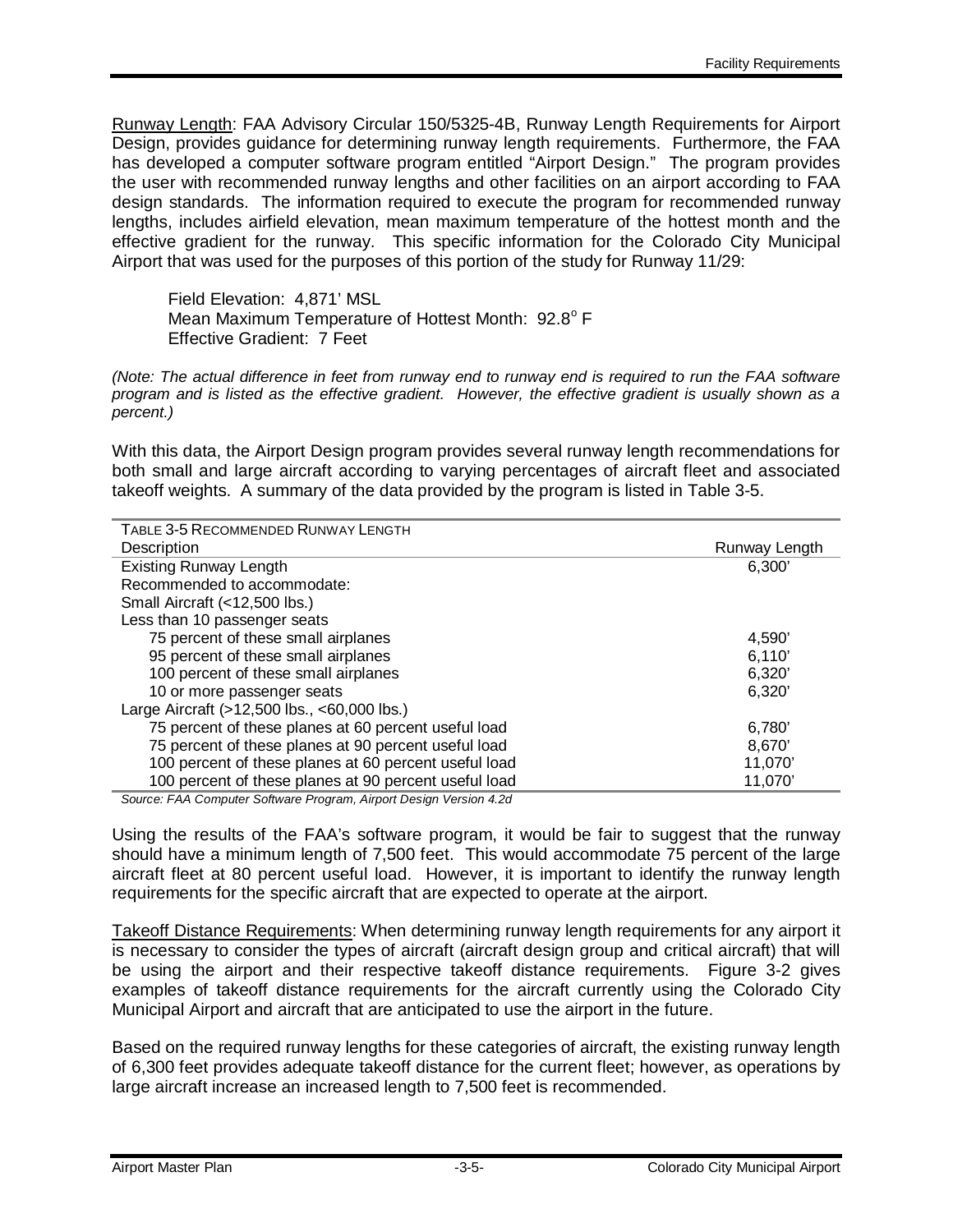Runway Length: FAA Advisory Circular 150/5325-4B, Runway Length Requirements for Airport Design, provides guidance for determining runway length requirements. Furthermore, the FAA has developed a computer software program entitled "Airport Design." The program provides the user with recommended runway lengths and other facilities on an airport according to FAA design standards. The information required to execute the program for recommended runway lengths, includes airfield elevation, mean maximum temperature of the hottest month and the effective gradient for the runway. This specific information for the Colorado City Municipal Airport that was used for the purposes of this portion of the study for Runway 11/29:

Field Elevation: 4,871' MSL
Mean Maximum Temperature of Hottest Month: 92.8° F
Effective Gradient: 7 Feet

*(Note: The actual difference in feet from runway end to runway end is required to run the FAA software program and is listed as the effective gradient. However, the effective gradient is usually shown as a percent.)*

With this data, the Airport Design program provides several runway length recommendations for both small and large aircraft according to varying percentages of aircraft fleet and associated takeoff weights. A summary of the data provided by the program is listed in Table 3-5.

TABLE 3-5 RECOMMENDED RUNWAY LENGTH

| Description | Runway Length |
|---|---|
| Existing Runway Length | 6,300' |
| Recommended to accommodate: | |
| Small Aircraft (<12,500 lbs.) | |
| Less than 10 passenger seats | |
| 75 percent of these small airplanes | 4,590' |
| 95 percent of these small airplanes | 6,110' |
| 100 percent of these small airplanes | 6,320' |
| 10 or more passenger seats | 6,320' |
| Large Aircraft (>12,500 lbs., <60,000 lbs.) | |
| 75 percent of these planes at 60 percent useful load | 6,780' |
| 75 percent of these planes at 90 percent useful load | 8,670' |
| 100 percent of these planes at 60 percent useful load | 11,070' |
| 100 percent of these planes at 90 percent useful load | 11,070' |

*Source: FAA Computer Software Program, Airport Design Version 4.2d*

Using the results of the FAA's software program, it would be fair to suggest that the runway should have a minimum length of 7,500 feet. This would accommodate 75 percent of the large aircraft fleet at 80 percent useful load. However, it is important to identify the runway length requirements for the specific aircraft that are expected to operate at the airport.

Takeoff Distance Requirements: When determining runway length requirements for any airport it is necessary to consider the types of aircraft (aircraft design group and critical aircraft) that will be using the airport and their respective takeoff distance requirements. Figure 3-2 gives examples of takeoff distance requirements for the aircraft currently using the Colorado City Municipal Airport and aircraft that are anticipated to use the airport in the future.

Based on the required runway lengths for these categories of aircraft, the existing runway length of 6,300 feet provides adequate takeoff distance for the current fleet; however, as operations by large aircraft increase an increased length to 7,500 feet is recommended.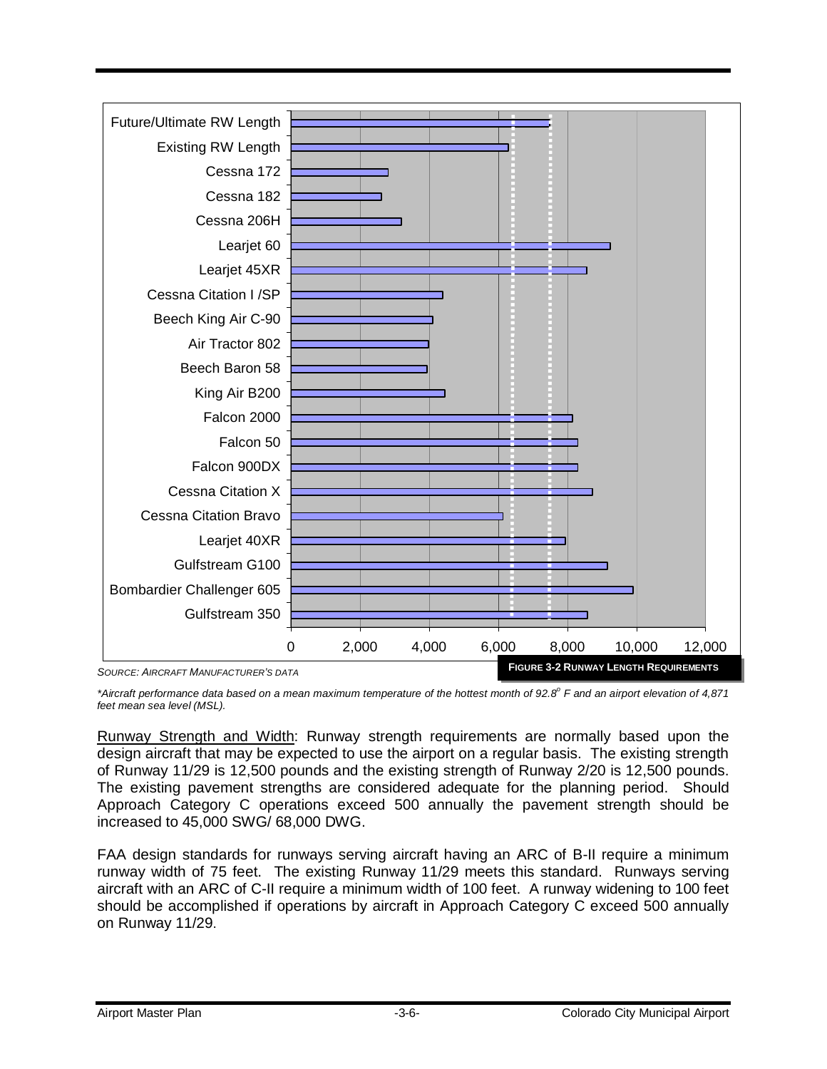| Aircraft | Runway Length (feet) |
| --- | --- |
| Future/Ultimate RW Length | |
| Existing RW Length | |
| Cessna 172 | |
| Cessna 182 | |
| Cessna 206H | |
| Learjet 60 | |
| Learjet 45XR | |
| Cessna Citation I /SP | |
| Beech King Air C-90 | |
| Air Tractor 802 | |
| Beech Baron 58 | |
| King Air B200 | |
| Falcon 2000 | |
| Falcon 50 | |
| Falcon 900DX | |
| Cessna Citation X | |
| Cessna Citation Bravo | |
| Learjet 40XR | |
| Gulfstream G100 | |
| Bombardier Challenger 605 | |
| Gulfstream 350 | |

Axis: 0, 2,000, 4,000, 6,000, 8,000, 10,000, 12,000

*SOURCE: AIRCRAFT MANUFACTURER'S DATA*

**FIGURE 3-2 RUNWAY LENGTH REQUIREMENTS**

*\*Aircraft performance data based on a mean maximum temperature of the hottest month of 92.8° F and an airport elevation of 4,871 feet mean sea level (MSL).*

Runway Strength and Width: Runway strength requirements are normally based upon the design aircraft that may be expected to use the airport on a regular basis. The existing strength of Runway 11/29 is 12,500 pounds and the existing strength of Runway 2/20 is 12,500 pounds. The existing pavement strengths are considered adequate for the planning period. Should Approach Category C operations exceed 500 annually the pavement strength should be increased to 45,000 SWG/ 68,000 DWG.

FAA design standards for runways serving aircraft having an ARC of B-II require a minimum runway width of 75 feet. The existing Runway 11/29 meets this standard. Runways serving aircraft with an ARC of C-II require a minimum width of 100 feet. A runway widening to 100 feet should be accomplished if operations by aircraft in Approach Category C exceed 500 annually on Runway 11/29.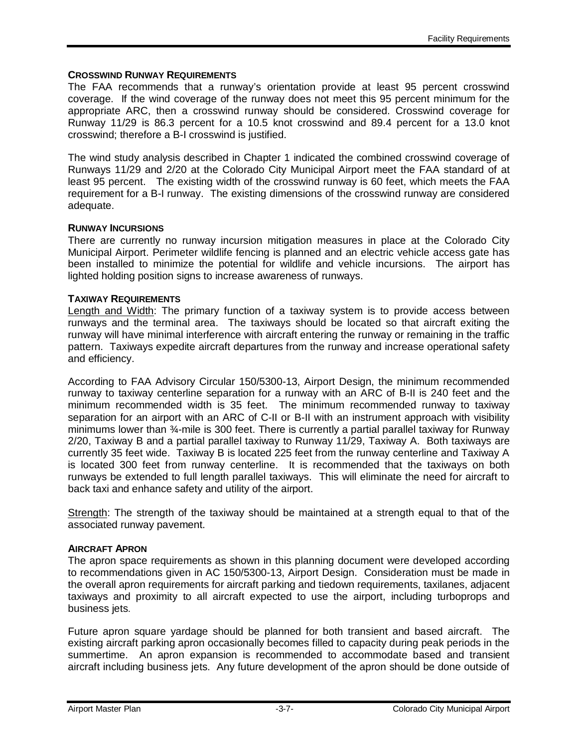### CROSSWIND RUNWAY REQUIREMENTS

The FAA recommends that a runway's orientation provide at least 95 percent crosswind coverage. If the wind coverage of the runway does not meet this 95 percent minimum for the appropriate ARC, then a crosswind runway should be considered. Crosswind coverage for Runway 11/29 is 86.3 percent for a 10.5 knot crosswind and 89.4 percent for a 13.0 knot crosswind; therefore a B-I crosswind is justified.

The wind study analysis described in Chapter 1 indicated the combined crosswind coverage of Runways 11/29 and 2/20 at the Colorado City Municipal Airport meet the FAA standard of at least 95 percent. The existing width of the crosswind runway is 60 feet, which meets the FAA requirement for a B-I runway. The existing dimensions of the crosswind runway are considered adequate.

### RUNWAY INCURSIONS

There are currently no runway incursion mitigation measures in place at the Colorado City Municipal Airport. Perimeter wildlife fencing is planned and an electric vehicle access gate has been installed to minimize the potential for wildlife and vehicle incursions. The airport has lighted holding position signs to increase awareness of runways.

### TAXIWAY REQUIREMENTS

Length and Width: The primary function of a taxiway system is to provide access between runways and the terminal area. The taxiways should be located so that aircraft exiting the runway will have minimal interference with aircraft entering the runway or remaining in the traffic pattern. Taxiways expedite aircraft departures from the runway and increase operational safety and efficiency.

According to FAA Advisory Circular 150/5300-13, Airport Design, the minimum recommended runway to taxiway centerline separation for a runway with an ARC of B-II is 240 feet and the minimum recommended width is 35 feet. The minimum recommended runway to taxiway separation for an airport with an ARC of C-II or B-II with an instrument approach with visibility minimums lower than ¾-mile is 300 feet. There is currently a partial parallel taxiway for Runway 2/20, Taxiway B and a partial parallel taxiway to Runway 11/29, Taxiway A. Both taxiways are currently 35 feet wide. Taxiway B is located 225 feet from the runway centerline and Taxiway A is located 300 feet from runway centerline. It is recommended that the taxiways on both runways be extended to full length parallel taxiways. This will eliminate the need for aircraft to back taxi and enhance safety and utility of the airport.

Strength: The strength of the taxiway should be maintained at a strength equal to that of the associated runway pavement.

### AIRCRAFT APRON

The apron space requirements as shown in this planning document were developed according to recommendations given in AC 150/5300-13, Airport Design. Consideration must be made in the overall apron requirements for aircraft parking and tiedown requirements, taxilanes, adjacent taxiways and proximity to all aircraft expected to use the airport, including turboprops and business jets.

Future apron square yardage should be planned for both transient and based aircraft. The existing aircraft parking apron occasionally becomes filled to capacity during peak periods in the summertime. An apron expansion is recommended to accommodate based and transient aircraft including business jets. Any future development of the apron should be done outside of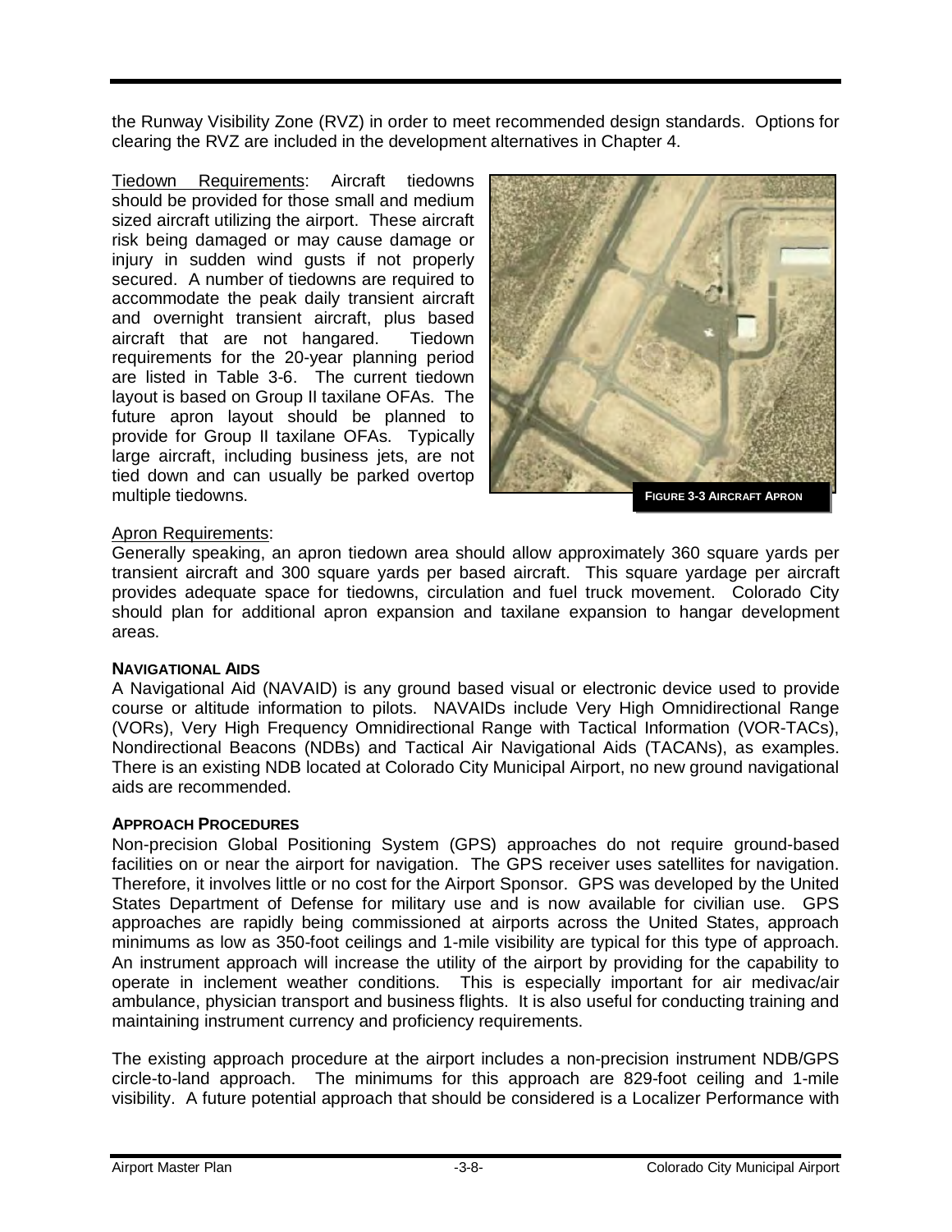the Runway Visibility Zone (RVZ) in order to meet recommended design standards. Options for clearing the RVZ are included in the development alternatives in Chapter 4.

Tiedown Requirements: Aircraft tiedowns should be provided for those small and medium sized aircraft utilizing the airport. These aircraft risk being damaged or may cause damage or injury in sudden wind gusts if not properly secured. A number of tiedowns are required to accommodate the peak daily transient aircraft and overnight transient aircraft, plus based aircraft that are not hangared. Tiedown requirements for the 20-year planning period are listed in Table 3-6. The current tiedown layout is based on Group II taxilane OFAs. The future apron layout should be planned to provide for Group II taxilane OFAs. Typically large aircraft, including business jets, are not tied down and can usually be parked overtop multiple tiedowns.

**FIGURE 3-3 AIRCRAFT APRON**

Apron Requirements:
Generally speaking, an apron tiedown area should allow approximately 360 square yards per transient aircraft and 300 square yards per based aircraft. This square yardage per aircraft provides adequate space for tiedowns, circulation and fuel truck movement. Colorado City should plan for additional apron expansion and taxilane expansion to hangar development areas.

**NAVIGATIONAL AIDS**

A Navigational Aid (NAVAID) is any ground based visual or electronic device used to provide course or altitude information to pilots. NAVAIDs include Very High Omnidirectional Range (VORs), Very High Frequency Omnidirectional Range with Tactical Information (VOR-TACs), Nondirectional Beacons (NDBs) and Tactical Air Navigational Aids (TACANs), as examples. There is an existing NDB located at Colorado City Municipal Airport, no new ground navigational aids are recommended.

**APPROACH PROCEDURES**

Non-precision Global Positioning System (GPS) approaches do not require ground-based facilities on or near the airport for navigation. The GPS receiver uses satellites for navigation. Therefore, it involves little or no cost for the Airport Sponsor. GPS was developed by the United States Department of Defense for military use and is now available for civilian use. GPS approaches are rapidly being commissioned at airports across the United States, approach minimums as low as 350-foot ceilings and 1-mile visibility are typical for this type of approach. An instrument approach will increase the utility of the airport by providing for the capability to operate in inclement weather conditions. This is especially important for air medivac/air ambulance, physician transport and business flights. It is also useful for conducting training and maintaining instrument currency and proficiency requirements.

The existing approach procedure at the airport includes a non-precision instrument NDB/GPS circle-to-land approach. The minimums for this approach are 829-foot ceiling and 1-mile visibility. A future potential approach that should be considered is a Localizer Performance with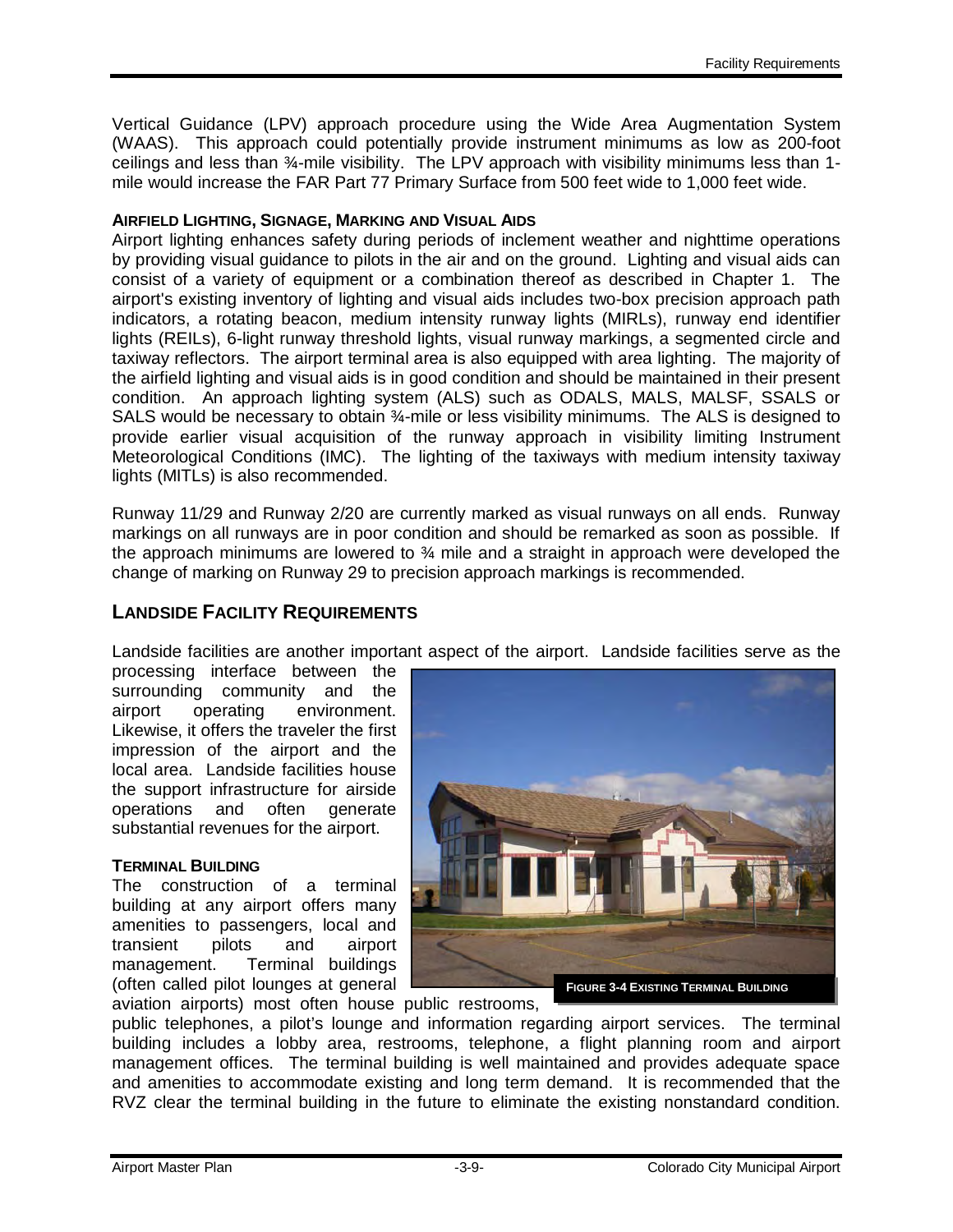Vertical Guidance (LPV) approach procedure using the Wide Area Augmentation System (WAAS). This approach could potentially provide instrument minimums as low as 200-foot ceilings and less than ¾-mile visibility. The LPV approach with visibility minimums less than 1-mile would increase the FAR Part 77 Primary Surface from 500 feet wide to 1,000 feet wide.

#### AIRFIELD LIGHTING, SIGNAGE, MARKING AND VISUAL AIDS

Airport lighting enhances safety during periods of inclement weather and nighttime operations by providing visual guidance to pilots in the air and on the ground. Lighting and visual aids can consist of a variety of equipment or a combination thereof as described in Chapter 1. The airport's existing inventory of lighting and visual aids includes two-box precision approach path indicators, a rotating beacon, medium intensity runway lights (MIRLs), runway end identifier lights (REILs), 6-light runway threshold lights, visual runway markings, a segmented circle and taxiway reflectors. The airport terminal area is also equipped with area lighting. The majority of the airfield lighting and visual aids is in good condition and should be maintained in their present condition. An approach lighting system (ALS) such as ODALS, MALS, MALSF, SSALS or SALS would be necessary to obtain ¾-mile or less visibility minimums. The ALS is designed to provide earlier visual acquisition of the runway approach in visibility limiting Instrument Meteorological Conditions (IMC). The lighting of the taxiways with medium intensity taxiway lights (MITLs) is also recommended.

Runway 11/29 and Runway 2/20 are currently marked as visual runways on all ends. Runway markings on all runways are in poor condition and should be remarked as soon as possible. If the approach minimums are lowered to ¾ mile and a straight in approach were developed the change of marking on Runway 29 to precision approach markings is recommended.

## LANDSIDE FACILITY REQUIREMENTS

Landside facilities are another important aspect of the airport. Landside facilities serve as the processing interface between the surrounding community and the airport operating environment. Likewise, it offers the traveler the first impression of the airport and the local area. Landside facilities house the support infrastructure for airside operations and often generate substantial revenues for the airport.

FIGURE 3-4 EXISTING TERMINAL BUILDING

#### TERMINAL BUILDING

The construction of a terminal building at any airport offers many amenities to passengers, local and transient pilots and airport management. Terminal buildings (often called pilot lounges at general aviation airports) most often house public restrooms, public telephones, a pilot's lounge and information regarding airport services. The terminal building includes a lobby area, restrooms, telephone, a flight planning room and airport management offices. The terminal building is well maintained and provides adequate space and amenities to accommodate existing and long term demand. It is recommended that the RVZ clear the terminal building in the future to eliminate the existing nonstandard condition.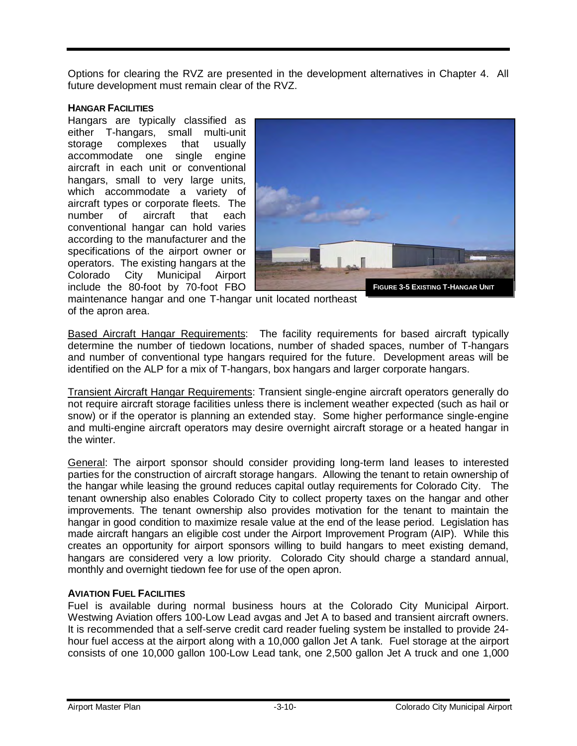Options for clearing the RVZ are presented in the development alternatives in Chapter 4. All future development must remain clear of the RVZ.

**HANGAR FACILITIES**

Hangars are typically classified as either T-hangars, small multi-unit storage complexes that usually accommodate one single engine aircraft in each unit or conventional hangars, small to very large units, which accommodate a variety of aircraft types or corporate fleets. The number of aircraft that each conventional hangar can hold varies according to the manufacturer and the specifications of the airport owner or operators. The existing hangars at the Colorado City Municipal Airport include the 80-foot by 70-foot FBO maintenance hangar and one T-hangar unit located northeast of the apron area.

**FIGURE 3-5 EXISTING T-HANGAR UNIT**

Based Aircraft Hangar Requirements: The facility requirements for based aircraft typically determine the number of tiedown locations, number of shaded spaces, number of T-hangars and number of conventional type hangars required for the future. Development areas will be identified on the ALP for a mix of T-hangars, box hangars and larger corporate hangars.

Transient Aircraft Hangar Requirements: Transient single-engine aircraft operators generally do not require aircraft storage facilities unless there is inclement weather expected (such as hail or snow) or if the operator is planning an extended stay. Some higher performance single-engine and multi-engine aircraft operators may desire overnight aircraft storage or a heated hangar in the winter.

General: The airport sponsor should consider providing long-term land leases to interested parties for the construction of aircraft storage hangars. Allowing the tenant to retain ownership of the hangar while leasing the ground reduces capital outlay requirements for Colorado City. The tenant ownership also enables Colorado City to collect property taxes on the hangar and other improvements. The tenant ownership also provides motivation for the tenant to maintain the hangar in good condition to maximize resale value at the end of the lease period. Legislation has made aircraft hangars an eligible cost under the Airport Improvement Program (AIP). While this creates an opportunity for airport sponsors willing to build hangars to meet existing demand, hangars are considered very a low priority. Colorado City should charge a standard annual, monthly and overnight tiedown fee for use of the open apron.

**AVIATION FUEL FACILITIES**

Fuel is available during normal business hours at the Colorado City Municipal Airport. Westwing Aviation offers 100-Low Lead avgas and Jet A to based and transient aircraft owners. It is recommended that a self-serve credit card reader fueling system be installed to provide 24-hour fuel access at the airport along with a 10,000 gallon Jet A tank. Fuel storage at the airport consists of one 10,000 gallon 100-Low Lead tank, one 2,500 gallon Jet A truck and one 1,000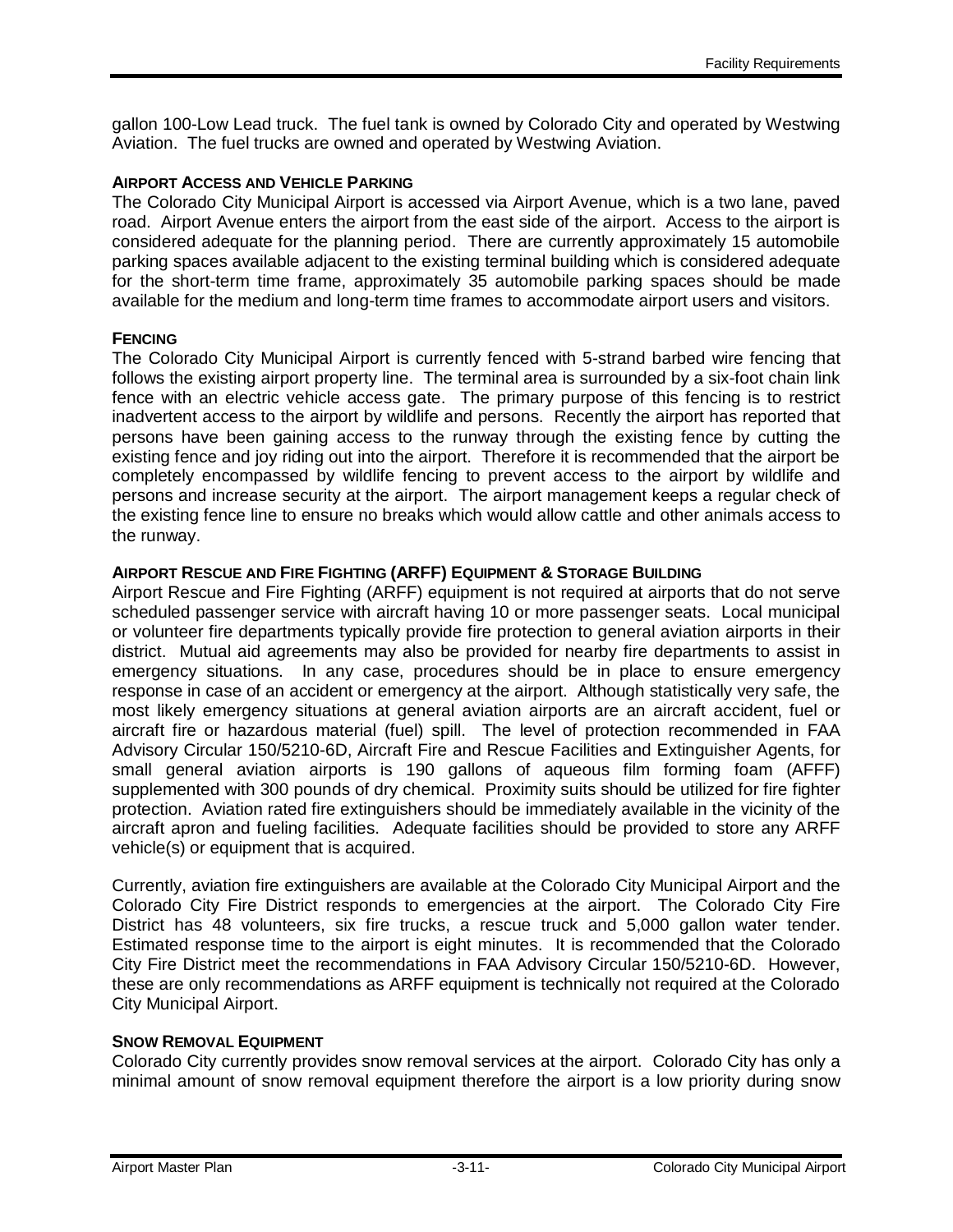gallon 100-Low Lead truck. The fuel tank is owned by Colorado City and operated by Westwing Aviation. The fuel trucks are owned and operated by Westwing Aviation.

### AIRPORT ACCESS AND VEHICLE PARKING

The Colorado City Municipal Airport is accessed via Airport Avenue, which is a two lane, paved road. Airport Avenue enters the airport from the east side of the airport. Access to the airport is considered adequate for the planning period. There are currently approximately 15 automobile parking spaces available adjacent to the existing terminal building which is considered adequate for the short-term time frame, approximately 35 automobile parking spaces should be made available for the medium and long-term time frames to accommodate airport users and visitors.

### FENCING

The Colorado City Municipal Airport is currently fenced with 5-strand barbed wire fencing that follows the existing airport property line. The terminal area is surrounded by a six-foot chain link fence with an electric vehicle access gate. The primary purpose of this fencing is to restrict inadvertent access to the airport by wildlife and persons. Recently the airport has reported that persons have been gaining access to the runway through the existing fence by cutting the existing fence and joy riding out into the airport. Therefore it is recommended that the airport be completely encompassed by wildlife fencing to prevent access to the airport by wildlife and persons and increase security at the airport. The airport management keeps a regular check of the existing fence line to ensure no breaks which would allow cattle and other animals access to the runway.

### AIRPORT RESCUE AND FIRE FIGHTING (ARFF) EQUIPMENT & STORAGE BUILDING

Airport Rescue and Fire Fighting (ARFF) equipment is not required at airports that do not serve scheduled passenger service with aircraft having 10 or more passenger seats. Local municipal or volunteer fire departments typically provide fire protection to general aviation airports in their district. Mutual aid agreements may also be provided for nearby fire departments to assist in emergency situations. In any case, procedures should be in place to ensure emergency response in case of an accident or emergency at the airport. Although statistically very safe, the most likely emergency situations at general aviation airports are an aircraft accident, fuel or aircraft fire or hazardous material (fuel) spill. The level of protection recommended in FAA Advisory Circular 150/5210-6D, Aircraft Fire and Rescue Facilities and Extinguisher Agents, for small general aviation airports is 190 gallons of aqueous film forming foam (AFFF) supplemented with 300 pounds of dry chemical. Proximity suits should be utilized for fire fighter protection. Aviation rated fire extinguishers should be immediately available in the vicinity of the aircraft apron and fueling facilities. Adequate facilities should be provided to store any ARFF vehicle(s) or equipment that is acquired.

Currently, aviation fire extinguishers are available at the Colorado City Municipal Airport and the Colorado City Fire District responds to emergencies at the airport. The Colorado City Fire District has 48 volunteers, six fire trucks, a rescue truck and 5,000 gallon water tender. Estimated response time to the airport is eight minutes. It is recommended that the Colorado City Fire District meet the recommendations in FAA Advisory Circular 150/5210-6D. However, these are only recommendations as ARFF equipment is technically not required at the Colorado City Municipal Airport.

### SNOW REMOVAL EQUIPMENT

Colorado City currently provides snow removal services at the airport. Colorado City has only a minimal amount of snow removal equipment therefore the airport is a low priority during snow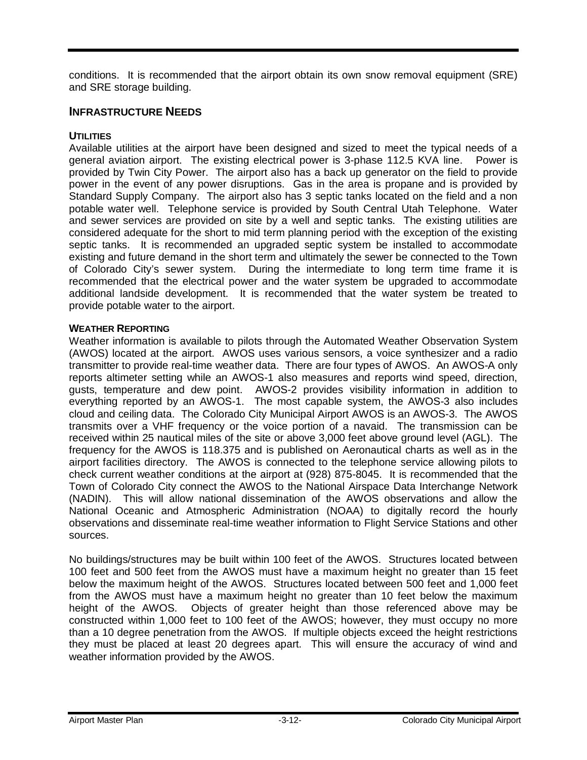conditions. It is recommended that the airport obtain its own snow removal equipment (SRE) and SRE storage building.

## INFRASTRUCTURE NEEDS

### UTILITIES

Available utilities at the airport have been designed and sized to meet the typical needs of a general aviation airport. The existing electrical power is 3-phase 112.5 KVA line. Power is provided by Twin City Power. The airport also has a back up generator on the field to provide power in the event of any power disruptions. Gas in the area is propane and is provided by Standard Supply Company. The airport also has 3 septic tanks located on the field and a non potable water well. Telephone service is provided by South Central Utah Telephone. Water and sewer services are provided on site by a well and septic tanks. The existing utilities are considered adequate for the short to mid term planning period with the exception of the existing septic tanks. It is recommended an upgraded septic system be installed to accommodate existing and future demand in the short term and ultimately the sewer be connected to the Town of Colorado City's sewer system. During the intermediate to long term time frame it is recommended that the electrical power and the water system be upgraded to accommodate additional landside development. It is recommended that the water system be treated to provide potable water to the airport.

### WEATHER REPORTING

Weather information is available to pilots through the Automated Weather Observation System (AWOS) located at the airport. AWOS uses various sensors, a voice synthesizer and a radio transmitter to provide real-time weather data. There are four types of AWOS. An AWOS-A only reports altimeter setting while an AWOS-1 also measures and reports wind speed, direction, gusts, temperature and dew point. AWOS-2 provides visibility information in addition to everything reported by an AWOS-1. The most capable system, the AWOS-3 also includes cloud and ceiling data. The Colorado City Municipal Airport AWOS is an AWOS-3. The AWOS transmits over a VHF frequency or the voice portion of a navaid. The transmission can be received within 25 nautical miles of the site or above 3,000 feet above ground level (AGL). The frequency for the AWOS is 118.375 and is published on Aeronautical charts as well as in the airport facilities directory. The AWOS is connected to the telephone service allowing pilots to check current weather conditions at the airport at (928) 875-8045. It is recommended that the Town of Colorado City connect the AWOS to the National Airspace Data Interchange Network (NADIN). This will allow national dissemination of the AWOS observations and allow the National Oceanic and Atmospheric Administration (NOAA) to digitally record the hourly observations and disseminate real-time weather information to Flight Service Stations and other sources.

No buildings/structures may be built within 100 feet of the AWOS. Structures located between 100 feet and 500 feet from the AWOS must have a maximum height no greater than 15 feet below the maximum height of the AWOS. Structures located between 500 feet and 1,000 feet from the AWOS must have a maximum height no greater than 10 feet below the maximum height of the AWOS. Objects of greater height than those referenced above may be constructed within 1,000 feet to 100 feet of the AWOS; however, they must occupy no more than a 10 degree penetration from the AWOS. If multiple objects exceed the height restrictions they must be placed at least 20 degrees apart. This will ensure the accuracy of wind and weather information provided by the AWOS.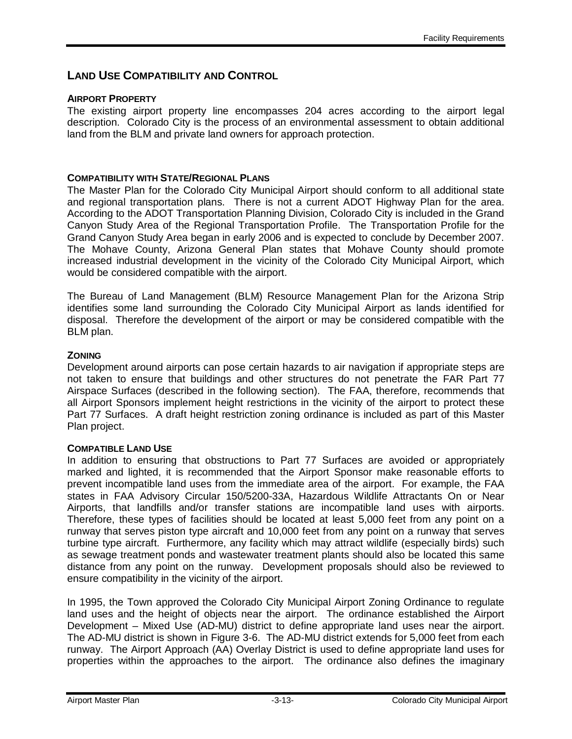## LAND USE COMPATIBILITY AND CONTROL

### AIRPORT PROPERTY

The existing airport property line encompasses 204 acres according to the airport legal description. Colorado City is the process of an environmental assessment to obtain additional land from the BLM and private land owners for approach protection.

### COMPATIBILITY WITH STATE/REGIONAL PLANS

The Master Plan for the Colorado City Municipal Airport should conform to all additional state and regional transportation plans. There is not a current ADOT Highway Plan for the area. According to the ADOT Transportation Planning Division, Colorado City is included in the Grand Canyon Study Area of the Regional Transportation Profile. The Transportation Profile for the Grand Canyon Study Area began in early 2006 and is expected to conclude by December 2007. The Mohave County, Arizona General Plan states that Mohave County should promote increased industrial development in the vicinity of the Colorado City Municipal Airport, which would be considered compatible with the airport.

The Bureau of Land Management (BLM) Resource Management Plan for the Arizona Strip identifies some land surrounding the Colorado City Municipal Airport as lands identified for disposal. Therefore the development of the airport or may be considered compatible with the BLM plan.

### ZONING

Development around airports can pose certain hazards to air navigation if appropriate steps are not taken to ensure that buildings and other structures do not penetrate the FAR Part 77 Airspace Surfaces (described in the following section). The FAA, therefore, recommends that all Airport Sponsors implement height restrictions in the vicinity of the airport to protect these Part 77 Surfaces. A draft height restriction zoning ordinance is included as part of this Master Plan project.

### COMPATIBLE LAND USE

In addition to ensuring that obstructions to Part 77 Surfaces are avoided or appropriately marked and lighted, it is recommended that the Airport Sponsor make reasonable efforts to prevent incompatible land uses from the immediate area of the airport. For example, the FAA states in FAA Advisory Circular 150/5200-33A, Hazardous Wildlife Attractants On or Near Airports, that landfills and/or transfer stations are incompatible land uses with airports. Therefore, these types of facilities should be located at least 5,000 feet from any point on a runway that serves piston type aircraft and 10,000 feet from any point on a runway that serves turbine type aircraft. Furthermore, any facility which may attract wildlife (especially birds) such as sewage treatment ponds and wastewater treatment plants should also be located this same distance from any point on the runway. Development proposals should also be reviewed to ensure compatibility in the vicinity of the airport.

In 1995, the Town approved the Colorado City Municipal Airport Zoning Ordinance to regulate land uses and the height of objects near the airport. The ordinance established the Airport Development – Mixed Use (AD-MU) district to define appropriate land uses near the airport. The AD-MU district is shown in Figure 3-6. The AD-MU district extends for 5,000 feet from each runway. The Airport Approach (AA) Overlay District is used to define appropriate land uses for properties within the approaches to the airport. The ordinance also defines the imaginary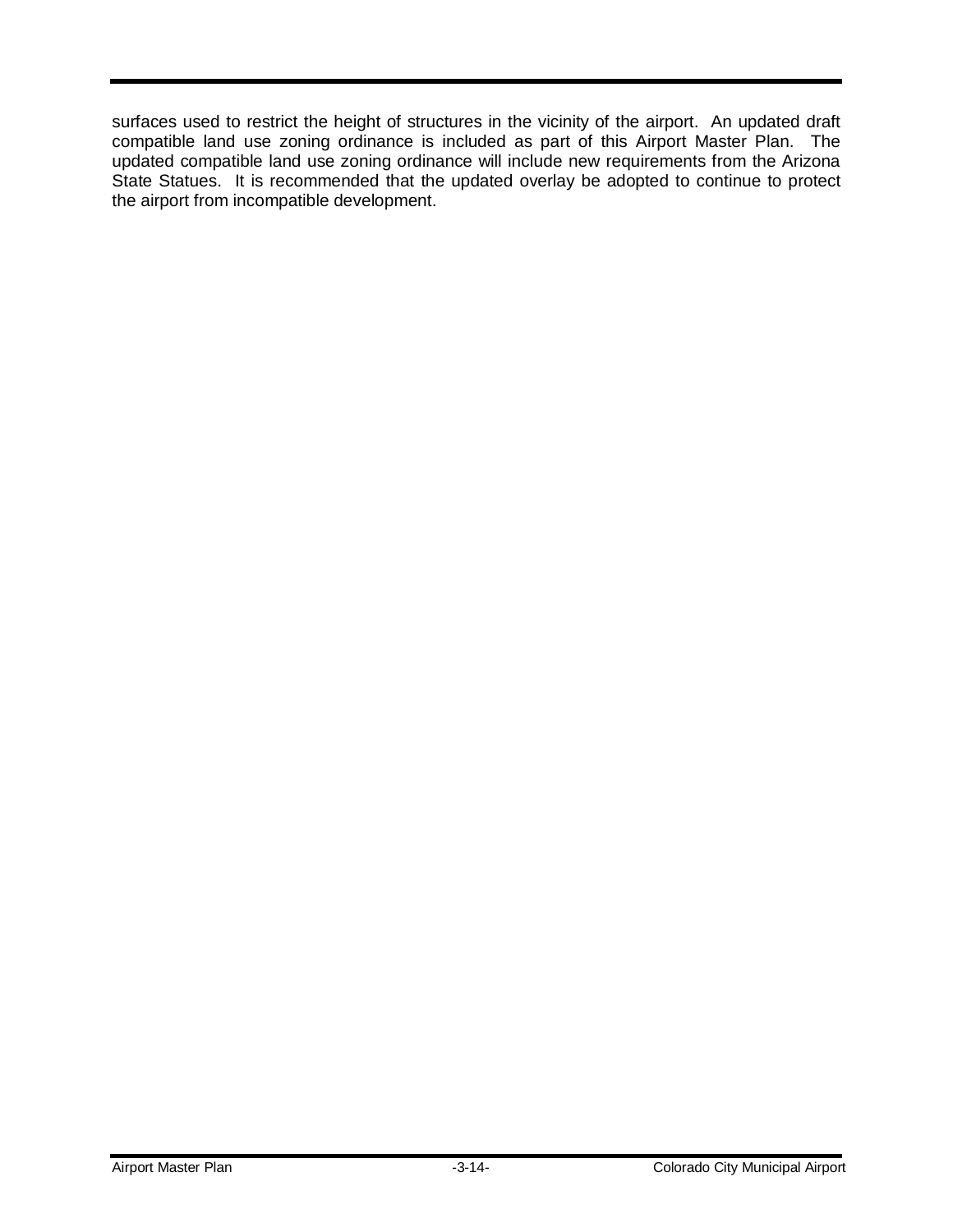surfaces used to restrict the height of structures in the vicinity of the airport. An updated draft compatible land use zoning ordinance is included as part of this Airport Master Plan. The updated compatible land use zoning ordinance will include new requirements from the Arizona State Statues. It is recommended that the updated overlay be adopted to continue to protect the airport from incompatible development.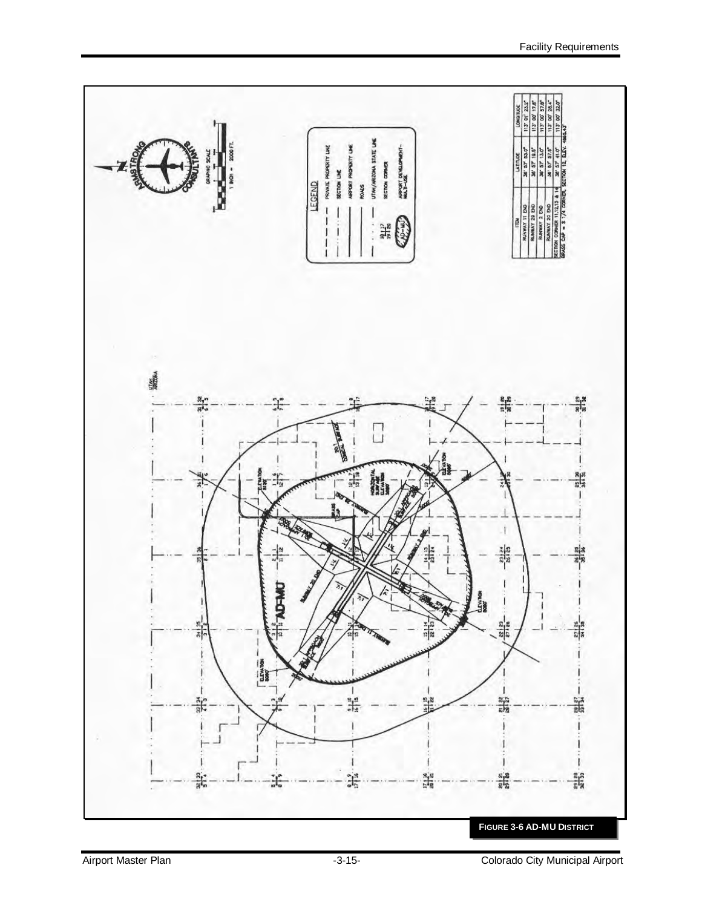LEGEND

- PRIVATE PROPERTY LINE
- SECTION LINE
- AIRPORT PROPERTY LINE
- ROADS
- UTAH/ARIZONA STATE LINE
- SECTION CORNER
- AIRPORT DEVELOPMENT-MULTI-USE

GRAPHIC SCALE

1 INCH = 2000 FT.

| ITEM | LATITUDE | LONGITUDE |
|---|---|---|
| RUNWAY 11 END | 36° 57' 53.0" | 113° 01' 23.2" |
| RUNWAY 29 END | 36° 57' 19.5" | 113° 00' 17.8" |
| RUNWAY 2 END | 36° 57' 13.0" | 113° 00' 57.6" |
| RUNWAY 20 END | 36° 57' 57.8" | 113° 00' 28.4" |
| SECTION CORNER 11,12,13 & 14 | 36° 57' 41.0" | 113° 00' 32.0" |
| BRASS CAP = S 1/4 CORNER, SECTION 12, ELEV. 4865.43' | | |

**FIGURE 3-6 AD-MU DISTRICT**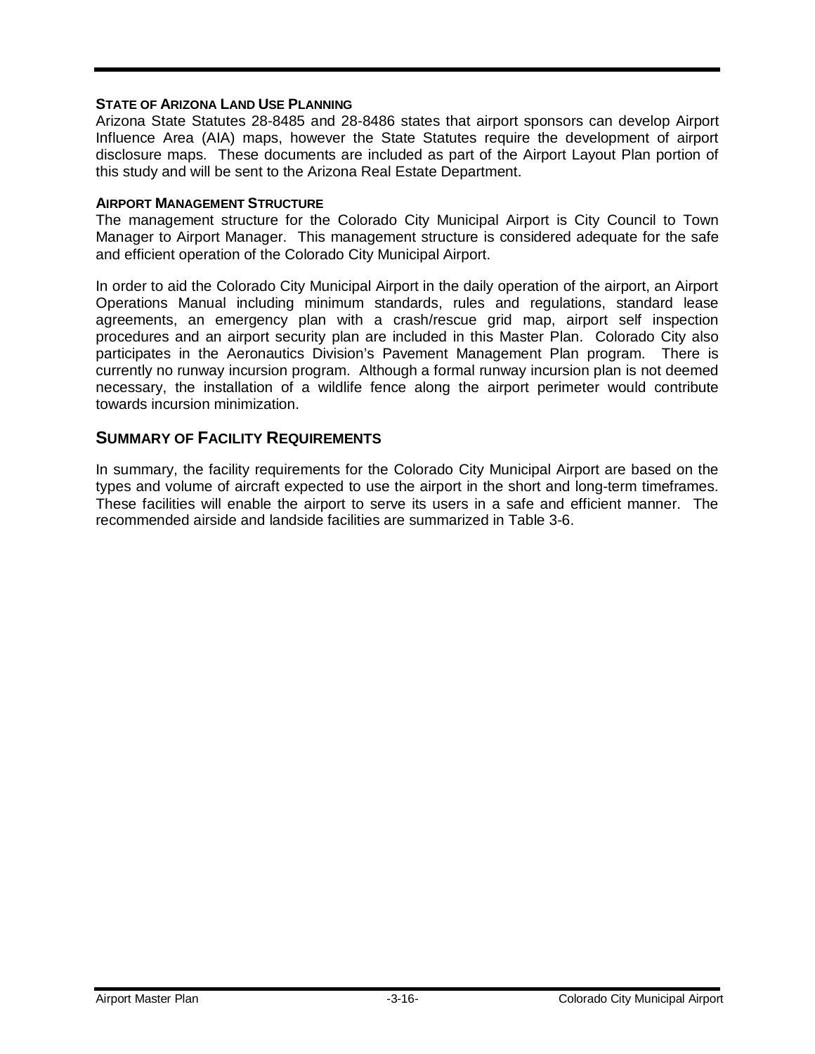### State of Arizona Land Use Planning

Arizona State Statutes 28-8485 and 28-8486 states that airport sponsors can develop Airport Influence Area (AIA) maps, however the State Statutes require the development of airport disclosure maps. These documents are included as part of the Airport Layout Plan portion of this study and will be sent to the Arizona Real Estate Department.

### Airport Management Structure

The management structure for the Colorado City Municipal Airport is City Council to Town Manager to Airport Manager. This management structure is considered adequate for the safe and efficient operation of the Colorado City Municipal Airport.

In order to aid the Colorado City Municipal Airport in the daily operation of the airport, an Airport Operations Manual including minimum standards, rules and regulations, standard lease agreements, an emergency plan with a crash/rescue grid map, airport self inspection procedures and an airport security plan are included in this Master Plan. Colorado City also participates in the Aeronautics Division's Pavement Management Plan program. There is currently no runway incursion program. Although a formal runway incursion plan is not deemed necessary, the installation of a wildlife fence along the airport perimeter would contribute towards incursion minimization.

## Summary of Facility Requirements

In summary, the facility requirements for the Colorado City Municipal Airport are based on the types and volume of aircraft expected to use the airport in the short and long-term timeframes. These facilities will enable the airport to serve its users in a safe and efficient manner. The recommended airside and landside facilities are summarized in Table 3-6.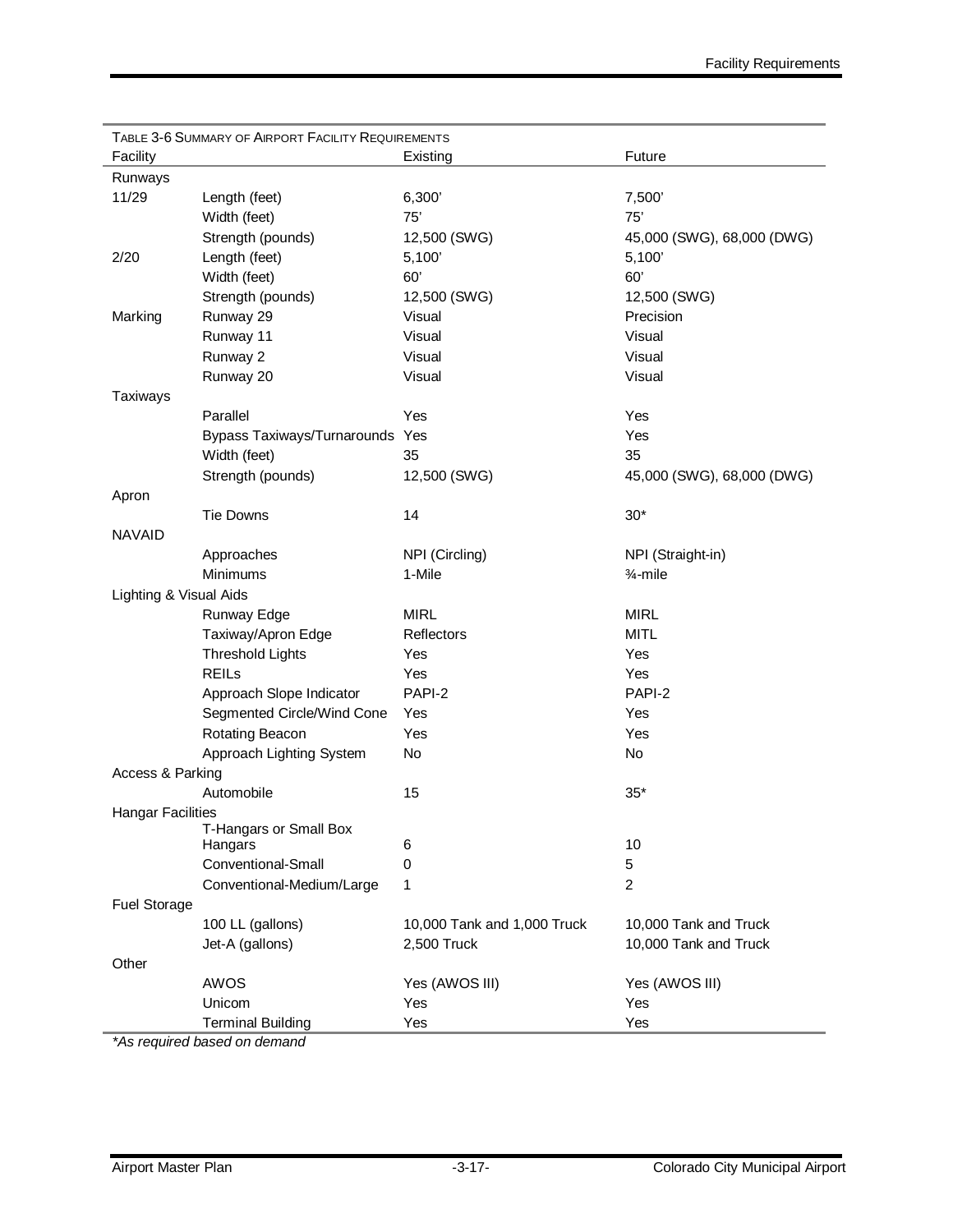TABLE 3-6 SUMMARY OF AIRPORT FACILITY REQUIREMENTS

| Facility | | Existing | Future |
|---|---|---|---|
| Runways | | | |
| 11/29 | Length (feet) | 6,300' | 7,500' |
| | Width (feet) | 75' | 75' |
| | Strength (pounds) | 12,500 (SWG) | 45,000 (SWG), 68,000 (DWG) |
| 2/20 | Length (feet) | 5,100' | 5,100' |
| | Width (feet) | 60' | 60' |
| | Strength (pounds) | 12,500 (SWG) | 12,500 (SWG) |
| Marking | Runway 29 | Visual | Precision |
| | Runway 11 | Visual | Visual |
| | Runway 2 | Visual | Visual |
| | Runway 20 | Visual | Visual |
| Taxiways | | | |
| | Parallel | Yes | Yes |
| | Bypass Taxiways/Turnarounds | Yes | Yes |
| | Width (feet) | 35 | 35 |
| | Strength (pounds) | 12,500 (SWG) | 45,000 (SWG), 68,000 (DWG) |
| Apron | | | |
| | Tie Downs | 14 | 30* |
| NAVAID | | | |
| | Approaches | NPI (Circling) | NPI (Straight-in) |
| | Minimums | 1-Mile | ¾-mile |
| Lighting & Visual Aids | | | |
| | Runway Edge | MIRL | MIRL |
| | Taxiway/Apron Edge | Reflectors | MITL |
| | Threshold Lights | Yes | Yes |
| | REILs | Yes | Yes |
| | Approach Slope Indicator | PAPI-2 | PAPI-2 |
| | Segmented Circle/Wind Cone | Yes | Yes |
| | Rotating Beacon | Yes | Yes |
| | Approach Lighting System | No | No |
| Access & Parking | | | |
| | Automobile | 15 | 35* |
| Hangar Facilities | | | |
| | T-Hangars or Small Box Hangars | 6 | 10 |
| | Conventional-Small | 0 | 5 |
| | Conventional-Medium/Large | 1 | 2 |
| Fuel Storage | | | |
| | 100 LL (gallons) | 10,000 Tank and 1,000 Truck | 10,000 Tank and Truck |
| | Jet-A (gallons) | 2,500 Truck | 10,000 Tank and Truck |
| Other | | | |
| | AWOS | Yes (AWOS III) | Yes (AWOS III) |
| | Unicom | Yes | Yes |
| | Terminal Building | Yes | Yes |

*\*As required based on demand*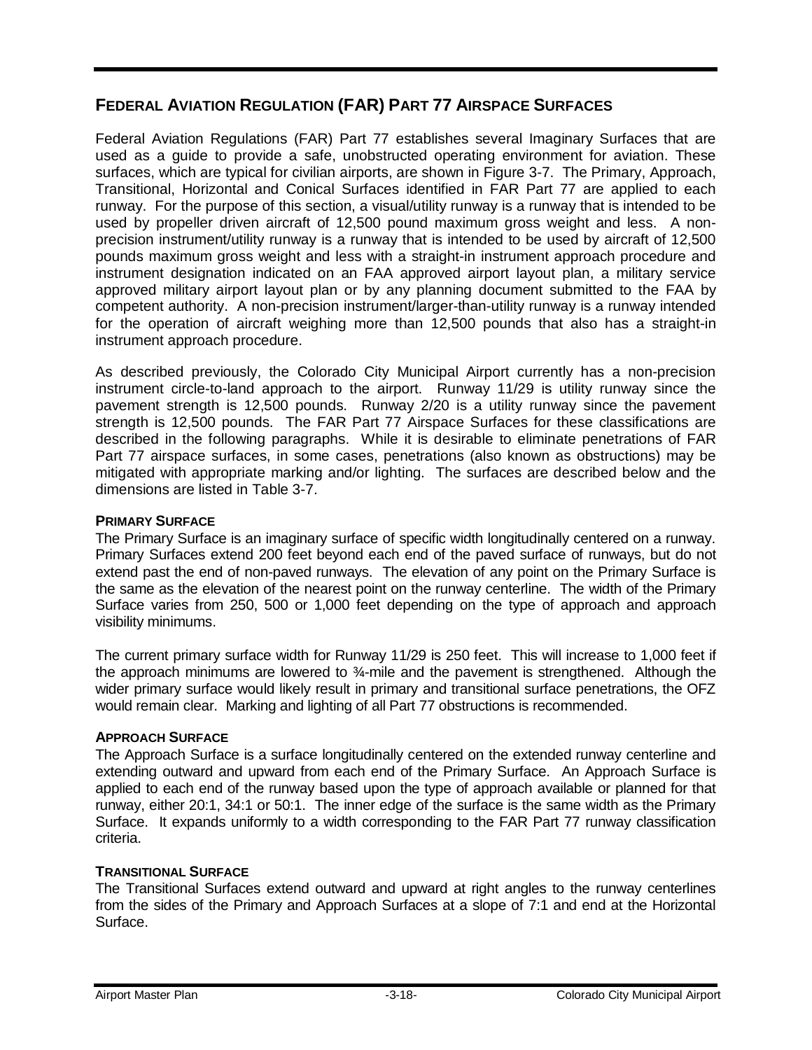## FEDERAL AVIATION REGULATION (FAR) PART 77 AIRSPACE SURFACES

Federal Aviation Regulations (FAR) Part 77 establishes several Imaginary Surfaces that are used as a guide to provide a safe, unobstructed operating environment for aviation. These surfaces, which are typical for civilian airports, are shown in Figure 3-7. The Primary, Approach, Transitional, Horizontal and Conical Surfaces identified in FAR Part 77 are applied to each runway. For the purpose of this section, a visual/utility runway is a runway that is intended to be used by propeller driven aircraft of 12,500 pound maximum gross weight and less. A non-precision instrument/utility runway is a runway that is intended to be used by aircraft of 12,500 pounds maximum gross weight and less with a straight-in instrument approach procedure and instrument designation indicated on an FAA approved airport layout plan, a military service approved military airport layout plan or by any planning document submitted to the FAA by competent authority. A non-precision instrument/larger-than-utility runway is a runway intended for the operation of aircraft weighing more than 12,500 pounds that also has a straight-in instrument approach procedure.

As described previously, the Colorado City Municipal Airport currently has a non-precision instrument circle-to-land approach to the airport. Runway 11/29 is utility runway since the pavement strength is 12,500 pounds. Runway 2/20 is a utility runway since the pavement strength is 12,500 pounds. The FAR Part 77 Airspace Surfaces for these classifications are described in the following paragraphs. While it is desirable to eliminate penetrations of FAR Part 77 airspace surfaces, in some cases, penetrations (also known as obstructions) may be mitigated with appropriate marking and/or lighting. The surfaces are described below and the dimensions are listed in Table 3-7.

### PRIMARY SURFACE

The Primary Surface is an imaginary surface of specific width longitudinally centered on a runway. Primary Surfaces extend 200 feet beyond each end of the paved surface of runways, but do not extend past the end of non-paved runways. The elevation of any point on the Primary Surface is the same as the elevation of the nearest point on the runway centerline. The width of the Primary Surface varies from 250, 500 or 1,000 feet depending on the type of approach and approach visibility minimums.

The current primary surface width for Runway 11/29 is 250 feet. This will increase to 1,000 feet if the approach minimums are lowered to ¾-mile and the pavement is strengthened. Although the wider primary surface would likely result in primary and transitional surface penetrations, the OFZ would remain clear. Marking and lighting of all Part 77 obstructions is recommended.

### APPROACH SURFACE

The Approach Surface is a surface longitudinally centered on the extended runway centerline and extending outward and upward from each end of the Primary Surface. An Approach Surface is applied to each end of the runway based upon the type of approach available or planned for that runway, either 20:1, 34:1 or 50:1. The inner edge of the surface is the same width as the Primary Surface. It expands uniformly to a width corresponding to the FAR Part 77 runway classification criteria.

### TRANSITIONAL SURFACE

The Transitional Surfaces extend outward and upward at right angles to the runway centerlines from the sides of the Primary and Approach Surfaces at a slope of 7:1 and end at the Horizontal Surface.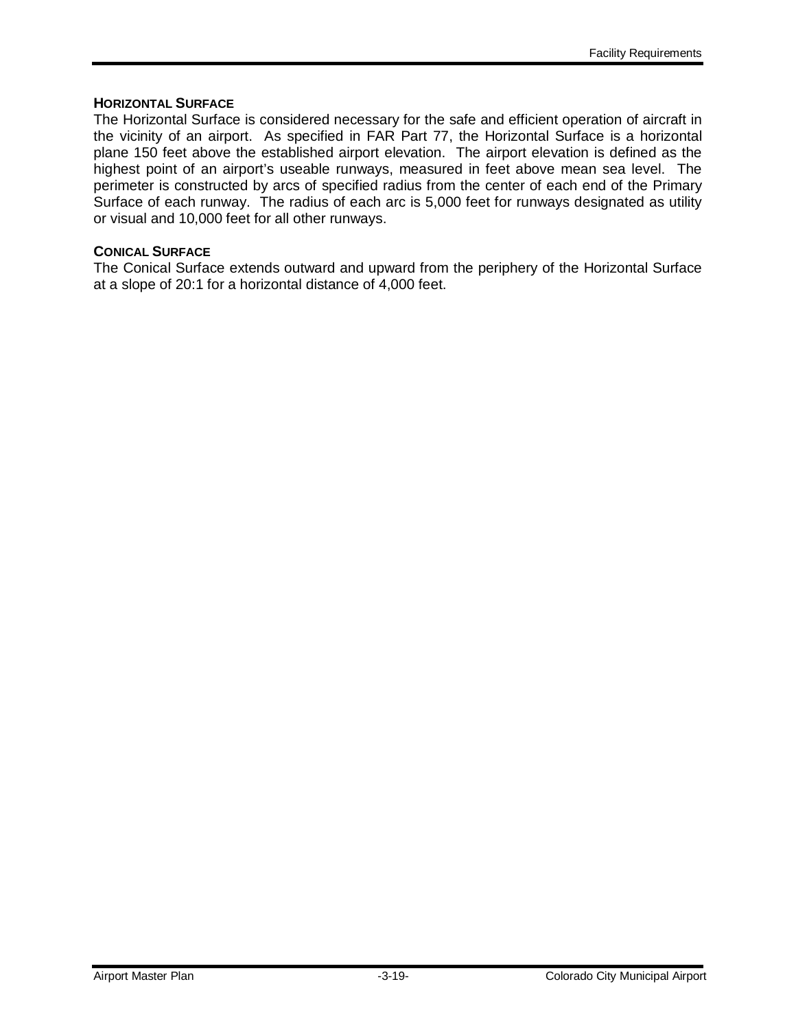#### HORIZONTAL SURFACE

The Horizontal Surface is considered necessary for the safe and efficient operation of aircraft in the vicinity of an airport. As specified in FAR Part 77, the Horizontal Surface is a horizontal plane 150 feet above the established airport elevation. The airport elevation is defined as the highest point of an airport's useable runways, measured in feet above mean sea level. The perimeter is constructed by arcs of specified radius from the center of each end of the Primary Surface of each runway. The radius of each arc is 5,000 feet for runways designated as utility or visual and 10,000 feet for all other runways.

#### CONICAL SURFACE

The Conical Surface extends outward and upward from the periphery of the Horizontal Surface at a slope of 20:1 for a horizontal distance of 4,000 feet.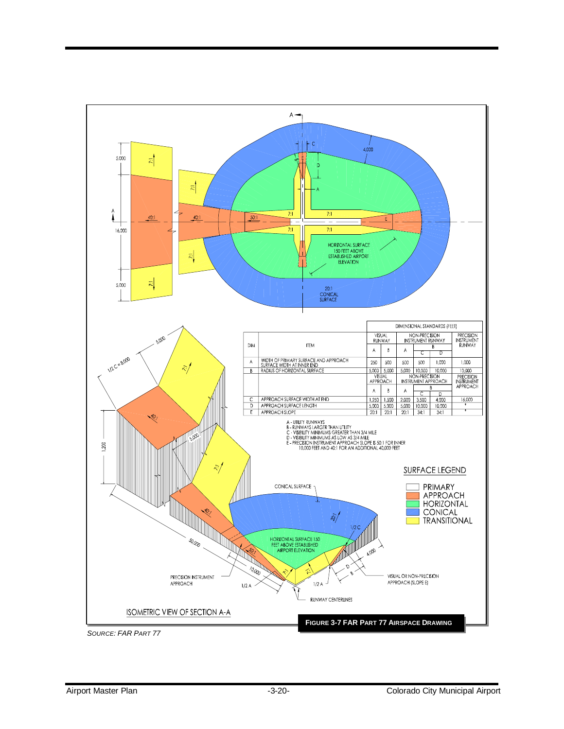| DIM | ITEM | DIMENSIONAL STANDARDS (FEET) | | | | | |
|---|---|---|---|---|---|---|---|
| | | VISUAL RUNWAY | | NON-PRECISION INSTRUMENT RUNWAY | | | PRECISION INSTRUMENT RUNWAY |
| | | A | B | A | B | | |
| | | | | | C | D | |
| A | WIDTH OF PRIMARY SURFACE AND APPROACH SURFACE WIDTH AT INNER END | 250 | 500 | 500 | 500 | 1,000 | 1,000 |
| B | RADIUS OF HORIZONTAL SURFACE | 5,000 | 5,000 | 5,000 | 10,000 | 10,000 | 10,000 |
| | | VISUAL APPROACH | | NON-PRECISION INSTRUMENT APPROACH | | | PRECISION INSTRUMENT APPROACH |
| | | A | B | A | B | | |
| | | | | | C | D | |
| C | APPROACH SURFACE WIDTH AT END | 1,250 | 1,500 | 2,000 | 3,500 | 4,000 | 16,000 |
| D | APPROACH SURFACE LENGTH | 5,000 | 5,000 | 5,000 | 10,000 | 10,000 | * |
| E | APPROACH SLOPE | 20:1 | 20:1 | 20:1 | 34:1 | 34:1 | * |

A - UTILITY RUNWAYS
B - RUNWAYS LARGER THAN UTILITY
C - VISIBILITY MINIMUMS GREATER THAN 3/4 MILE
D - VISIBILITY MINIMUMS AS LOW AS 3/4 MILE
E - PRECISION INSTRUMENT APPROACH SLOPE IS 50:1 FOR INNER 10,000 FEET AND 40:1 FOR AN ADDITIONAL 40,000 FEET

**FIGURE 3-7 FAR PART 77 AIRSPACE DRAWING**

*SOURCE: FAR PART 77*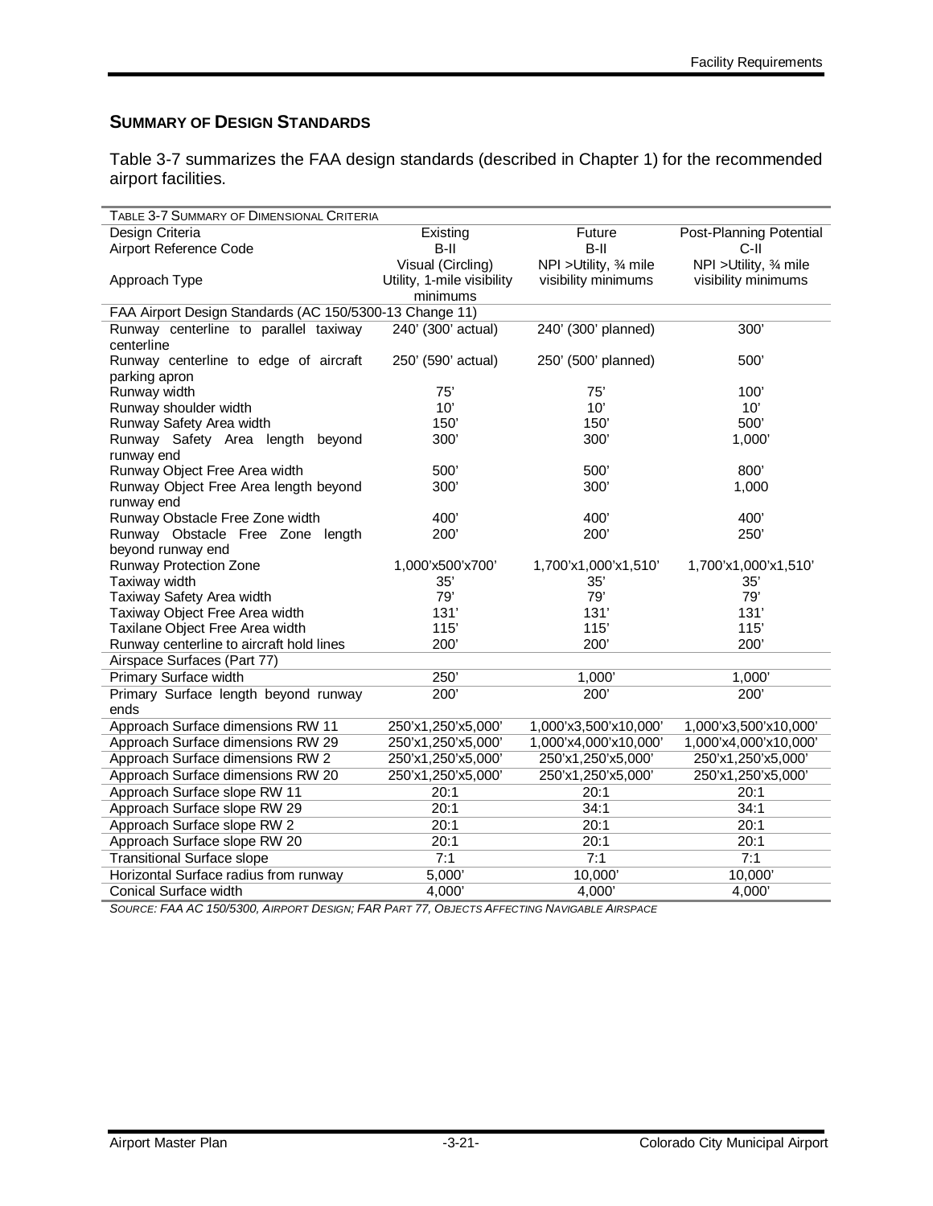## SUMMARY OF DESIGN STANDARDS

Table 3-7 summarizes the FAA design standards (described in Chapter 1) for the recommended airport facilities.

TABLE 3-7 SUMMARY OF DIMENSIONAL CRITERIA

| Design Criteria | Existing | Future | Post-Planning Potential |
|---|---|---|---|
| Airport Reference Code | B-II | B-II | C-II |
| Approach Type | Visual (Circling) Utility, 1-mile visibility minimums | NPI >Utility, ¾ mile visibility minimums | NPI >Utility, ¾ mile visibility minimums |
| FAA Airport Design Standards (AC 150/5300-13 Change 11) | | | |
| Runway centerline to parallel taxiway centerline | 240' (300' actual) | 240' (300' planned) | 300' |
| Runway centerline to edge of aircraft parking apron | 250' (590' actual) | 250' (500' planned) | 500' |
| Runway width | 75' | 75' | 100' |
| Runway shoulder width | 10' | 10' | 10' |
| Runway Safety Area width | 150' | 150' | 500' |
| Runway Safety Area length beyond runway end | 300' | 300' | 1,000' |
| Runway Object Free Area width | 500' | 500' | 800' |
| Runway Object Free Area length beyond runway end | 300' | 300' | 1,000 |
| Runway Obstacle Free Zone width | 400' | 400' | 400' |
| Runway Obstacle Free Zone length beyond runway end | 200' | 200' | 250' |
| Runway Protection Zone | 1,000'x500'x700' | 1,700'x1,000'x1,510' | 1,700'x1,000'x1,510' |
| Taxiway width | 35' | 35' | 35' |
| Taxiway Safety Area width | 79' | 79' | 79' |
| Taxiway Object Free Area width | 131' | 131' | 131' |
| Taxilane Object Free Area width | 115' | 115' | 115' |
| Runway centerline to aircraft hold lines | 200' | 200' | 200' |
| Airspace Surfaces (Part 77) | | | |
| Primary Surface width | 250' | 1,000' | 1,000' |
| Primary Surface length beyond runway ends | 200' | 200' | 200' |
| Approach Surface dimensions RW 11 | 250'x1,250'x5,000' | 1,000'x3,500'x10,000' | 1,000'x3,500'x10,000' |
| Approach Surface dimensions RW 29 | 250'x1,250'x5,000' | 1,000'x4,000'x10,000' | 1,000'x4,000'x10,000' |
| Approach Surface dimensions RW 2 | 250'x1,250'x5,000' | 250'x1,250'x5,000' | 250'x1,250'x5,000' |
| Approach Surface dimensions RW 20 | 250'x1,250'x5,000' | 250'x1,250'x5,000' | 250'x1,250'x5,000' |
| Approach Surface slope RW 11 | 20:1 | 20:1 | 20:1 |
| Approach Surface slope RW 29 | 20:1 | 34:1 | 34:1 |
| Approach Surface slope RW 2 | 20:1 | 20:1 | 20:1 |
| Approach Surface slope RW 20 | 20:1 | 20:1 | 20:1 |
| Transitional Surface slope | 7:1 | 7:1 | 7:1 |
| Horizontal Surface radius from runway | 5,000' | 10,000' | 10,000' |
| Conical Surface width | 4,000' | 4,000' | 4,000' |

*SOURCE: FAA AC 150/5300, AIRPORT DESIGN; FAR PART 77, OBJECTS AFFECTING NAVIGABLE AIRSPACE*